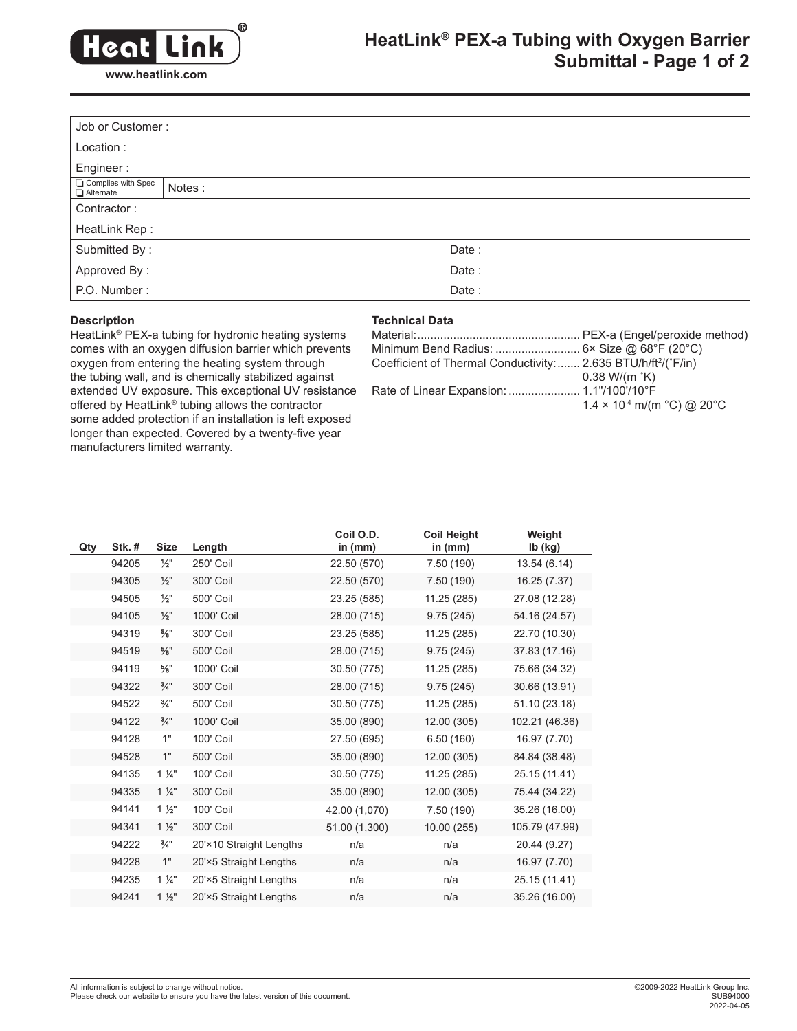# HeatLink® PEX-a Tubing with Oxygen Barrier Submittal - Page 1 of 2

www.heatlink.com

| Job or Customer : | |
|---|---|
| Location : | |
| Engineer : | |
| ❑ Complies with Spec ❑ Alternate | Notes : |
| Contractor : | |
| HeatLink Rep : | |
| Submitted By : | Date : |
| Approved By : | Date : |
| P.O. Number : | Date : |

**Description**

HeatLink® PEX-a tubing for hydronic heating systems comes with an oxygen diffusion barrier which prevents oxygen from entering the heating system through the tubing wall, and is chemically stabilized against extended UV exposure. This exceptional UV resistance offered by HeatLink® tubing allows the contractor some added protection if an installation is left exposed longer than expected. Covered by a twenty-five year manufacturers limited warranty.

**Technical Data**

Material: PEX-a (Engel/peroxide method)
Minimum Bend Radius: 6× Size @ 68°F (20°C)
Coefficient of Thermal Conductivity: 2.635 BTU/h/ft²/(˚F/in)
0.38 W/(m ˚K)
Rate of Linear Expansion: 1.1"/100'/10°F
$1.4 \times 10^{-4}$ m/(m °C) @ 20°C

| Qty | Stk. # | Size | Length | Coil O.D. in (mm) | Coil Height in (mm) | Weight lb (kg) |
|---|---|---|---|---|---|---|
| | 94205 | ½" | 250' Coil | 22.50 (570) | 7.50 (190) | 13.54 (6.14) |
| | 94305 | ½" | 300' Coil | 22.50 (570) | 7.50 (190) | 16.25 (7.37) |
| | 94505 | ½" | 500' Coil | 23.25 (585) | 11.25 (285) | 27.08 (12.28) |
| | 94105 | ½" | 1000' Coil | 28.00 (715) | 9.75 (245) | 54.16 (24.57) |
| | 94319 | ⅝" | 300' Coil | 23.25 (585) | 11.25 (285) | 22.70 (10.30) |
| | 94519 | ⅝" | 500' Coil | 28.00 (715) | 9.75 (245) | 37.83 (17.16) |
| | 94119 | ⅝" | 1000' Coil | 30.50 (775) | 11.25 (285) | 75.66 (34.32) |
| | 94322 | ¾" | 300' Coil | 28.00 (715) | 9.75 (245) | 30.66 (13.91) |
| | 94522 | ¾" | 500' Coil | 30.50 (775) | 11.25 (285) | 51.10 (23.18) |
| | 94122 | ¾" | 1000' Coil | 35.00 (890) | 12.00 (305) | 102.21 (46.36) |
| | 94128 | 1" | 100' Coil | 27.50 (695) | 6.50 (160) | 16.97 (7.70) |
| | 94528 | 1" | 500' Coil | 35.00 (890) | 12.00 (305) | 84.84 (38.48) |
| | 94135 | 1 ¼" | 100' Coil | 30.50 (775) | 11.25 (285) | 25.15 (11.41) |
| | 94335 | 1 ¼" | 300' Coil | 35.00 (890) | 12.00 (305) | 75.44 (34.22) |
| | 94141 | 1 ½" | 100' Coil | 42.00 (1,070) | 7.50 (190) | 35.26 (16.00) |
| | 94341 | 1 ½" | 300' Coil | 51.00 (1,300) | 10.00 (255) | 105.79 (47.99) |
| | 94222 | ¾" | 20'×10 Straight Lengths | n/a | n/a | 20.44 (9.27) |
| | 94228 | 1" | 20'×5 Straight Lengths | n/a | n/a | 16.97 (7.70) |
| | 94235 | 1 ¼" | 20'×5 Straight Lengths | n/a | n/a | 25.15 (11.41) |
| | 94241 | 1 ½" | 20'×5 Straight Lengths | n/a | n/a | 35.26 (16.00) |

All information is subject to change without notice.
Please check our website to ensure you have the latest version of this document.

©2009-2022 HeatLink Group Inc.
SUB94000
2022-04-05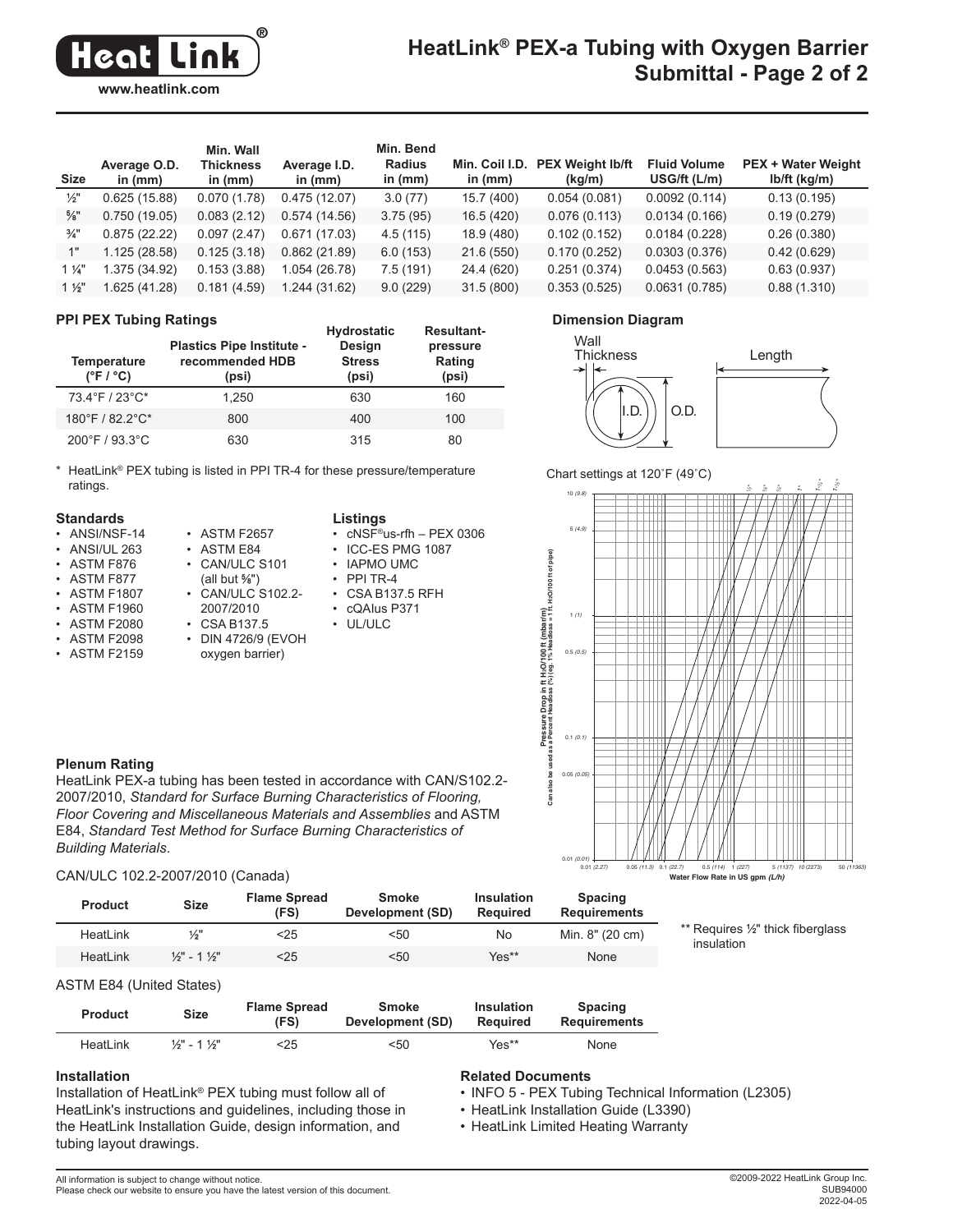| Size | Average O.D. in (mm) | Min. Wall Thickness in (mm) | Average I.D. in (mm) | Min. Bend Radius in (mm) | Min. Coil I.D. in (mm) | PEX Weight lb/ft (kg/m) | Fluid Volume USG/ft (L/m) | PEX + Water Weight lb/ft (kg/m) |
|---|---|---|---|---|---|---|---|---|
| ½" | 0.625 (15.88) | 0.070 (1.78) | 0.475 (12.07) | 3.0 (77) | 15.7 (400) | 0.054 (0.081) | 0.0092 (0.114) | 0.13 (0.195) |
| ⅝" | 0.750 (19.05) | 0.083 (2.12) | 0.574 (14.56) | 3.75 (95) | 16.5 (420) | 0.076 (0.113) | 0.0134 (0.166) | 0.19 (0.279) |
| ¾" | 0.875 (22.22) | 0.097 (2.47) | 0.671 (17.03) | 4.5 (115) | 18.9 (480) | 0.102 (0.152) | 0.0184 (0.228) | 0.26 (0.380) |
| 1" | 1.125 (28.58) | 0.125 (3.18) | 0.862 (21.89) | 6.0 (153) | 21.6 (550) | 0.170 (0.252) | 0.0303 (0.376) | 0.42 (0.629) |
| 1 ¼" | 1.375 (34.92) | 0.153 (3.88) | 1.054 (26.78) | 7.5 (191) | 24.4 (620) | 0.251 (0.374) | 0.0453 (0.563) | 0.63 (0.937) |
| 1 ½" | 1.625 (41.28) | 0.181 (4.59) | 1.244 (31.62) | 9.0 (229) | 31.5 (800) | 0.353 (0.525) | 0.0631 (0.785) | 0.88 (1.310) |

### PPI PEX Tubing Ratings

| Temperature (°F / °C) | Plastics Pipe Institute - recommended HDB (psi) | Hydrostatic Design Stress (psi) | Resultant-pressure Rating (psi) |
|---|---|---|---|
| 73.4°F / 23°C* | 1,250 | 630 | 160 |
| 180°F / 82.2°C* | 800 | 400 | 100 |
| 200°F / 93.3°C | 630 | 315 | 80 |

\* HeatLink® PEX tubing is listed in PPI TR-4 for these pressure/temperature ratings.

### Dimension Diagram

Wall Thickness

I.D.

O.D.

Length

Chart settings at 120˚F (49˚C)

½" ⅝" ¾" 1" 1¼" 1½"

10 (9.8)
5 (4.9)
1 (1)
0.5 (0.5)
0.1 (0.1)
0.05 (0.05)
0.01 (0.01)

Pressure Drop in ft H2O/100 ft (mbar/m)
Can also be used as a Percent Headloss (%) (eg. 1% Headloss = 1 ft. H2O/100 ft of pipe)

0.01 (2.27) 0.05 (11.3) 0.1 (22.7) 0.5 (114) 1 (227) 5 (1137) 10 (2273) 50 (11363)

Water Flow Rate in US gpm (L/h)

### Standards

- ANSI/NSF-14
- ANSI/UL 263
- ASTM F876
- ASTM F877
- ASTM F1807
- ASTM F1960
- ASTM F2080
- ASTM F2098
- ASTM F2159
- ASTM F2657
- ASTM E84
- CAN/ULC S101 (all but ⅝")
- CAN/ULC S102.2-2007/2010
- CSA B137.5
- DIN 4726/9 (EVOH oxygen barrier)

### Listings

- cNSF®us-rfh – PEX 0306
- ICC-ES PMG 1087
- IAPMO UMC
- PPI TR-4
- CSA B137.5 RFH
- cQAlus P371
- UL/ULC

### Plenum Rating

HeatLink PEX-a tubing has been tested in accordance with CAN/S102.2-2007/2010, *Standard for Surface Burning Characteristics of Flooring, Floor Covering and Miscellaneous Materials and Assemblies* and ASTM E84, *Standard Test Method for Surface Burning Characteristics of Building Materials*.

CAN/ULC 102.2-2007/2010 (Canada)

| Product | Size | Flame Spread (FS) | Smoke Development (SD) | Insulation Required | Spacing Requirements |
|---|---|---|---|---|---|
| HeatLink | ½" | <25 | <50 | No | Min. 8" (20 cm) |
| HeatLink | ½" - 1 ½" | <25 | <50 | Yes** | None |

\*\* Requires ½" thick fiberglass insulation

ASTM E84 (United States)

| Product | Size | Flame Spread (FS) | Smoke Development (SD) | Insulation Required | Spacing Requirements |
|---|---|---|---|---|---|
| HeatLink | ½" - 1 ½" | <25 | <50 | Yes** | None |

### Installation

Installation of HeatLink® PEX tubing must follow all of HeatLink's instructions and guidelines, including those in the HeatLink Installation Guide, design information, and tubing layout drawings.

### Related Documents

- INFO 5 - PEX Tubing Technical Information (L2305)
- HeatLink Installation Guide (L3390)
- HeatLink Limited Heating Warranty

All information is subject to change without notice.
Please check our website to ensure you have the latest version of this document.

©2009-2022 HeatLink Group Inc.
SUB94000
2022-04-05